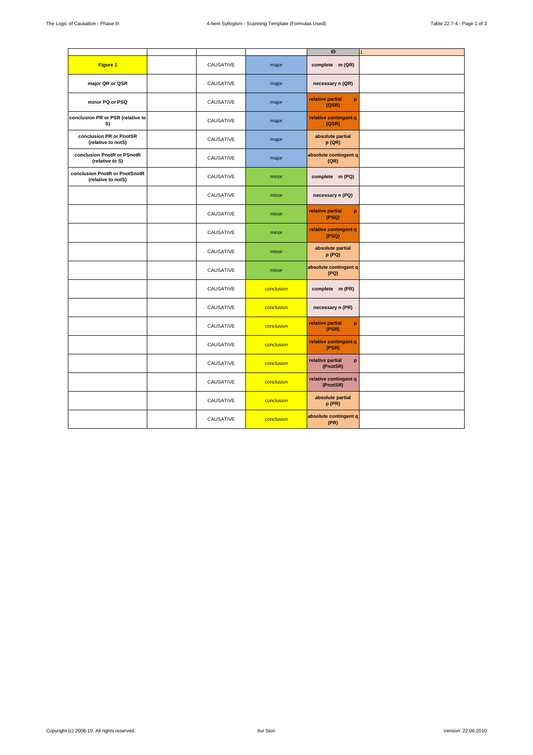| | | | | ID | 1 |
|---|---|---|---|---|---|
| **Figure 1** | | CAUSATIVE | major | **complete m (QR)** | |
| **major QR or QSR** | | CAUSATIVE | major | **necessary n (QR)** | |
| **minor PQ or PSQ** | | CAUSATIVE | major | **relative partial p (QSR)** | |
| **conclusion PR or PSR (relative to S)** | | CAUSATIVE | major | **relative contingent q (QSR)** | |
| **conclusion PR or PnotSR (relative to notS)** | | CAUSATIVE | major | **absolute partial p (QR)** | |
| **conclusion PnotR or PSnotR (relative to S)** | | CAUSATIVE | major | **absolute contingent q (QR)** | |
| **conclusion PnotR or PnotSnotR (relative to notS)** | | CAUSATIVE | minor | **complete m (PQ)** | |
| | | CAUSATIVE | minor | **necessary n (PQ)** | |
| | | CAUSATIVE | minor | **relative partial p (PSQ)** | |
| | | CAUSATIVE | minor | **relative contingent q (PSQ)** | |
| | | CAUSATIVE | minor | **absolute partial p (PQ)** | |
| | | CAUSATIVE | minor | **absolute contingent q (PQ)** | |
| | | CAUSATIVE | conclusion | **complete m (PR)** | |
| | | CAUSATIVE | conclusion | **necessary n (PR)** | |
| | | CAUSATIVE | conclusion | **relative partial p (PSR)** | |
| | | CAUSATIVE | conclusion | **relative contingent q (PSR)** | |
| | | CAUSATIVE | conclusion | **relative partial p (PnotSR)** | |
| | | CAUSATIVE | conclusion | **relative contingent q (PnotSR)** | |
| | | CAUSATIVE | conclusion | **absolute partial p (PR)** | |
| | | CAUSATIVE | conclusion | **absolute contingent q (PR)** | |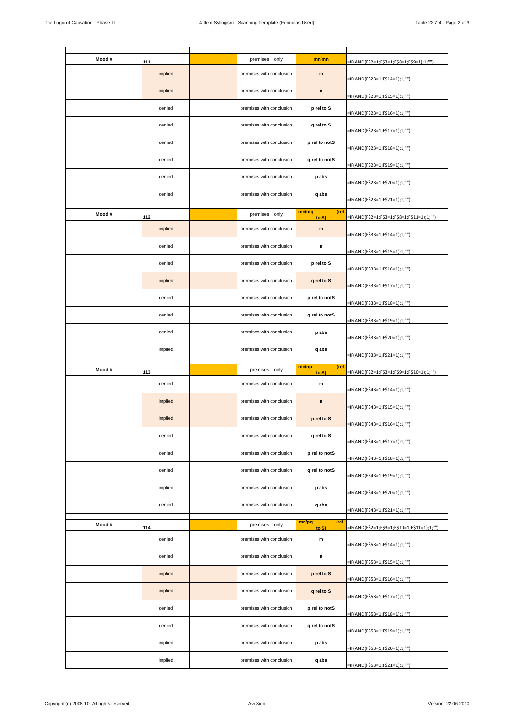| | | | | | |
|---|---|---|---|---|---|
| Mood # | 111 | | premises only | mn/mn | =IF(AND(F$2=1;F$3=1;F$8=1;F$9=1);1;"") |
| | implied | | premises with conclusion | m | =IF(AND(F$23=1;F$14=1);1;"") |
| | implied | | premises with conclusion | n | =IF(AND(F$23=1;F$15=1);1;"") |
| | denied | | premises with conclusion | p rel to S | =IF(AND(F$23=1;F$16=1);1;"") |
| | denied | | premises with conclusion | q rel to S | =IF(AND(F$23=1;F$17=1);1;"") |
| | denied | | premises with conclusion | p rel to notS | =IF(AND(F$23=1;F$18=1);1;"") |
| | denied | | premises with conclusion | q rel to notS | =IF(AND(F$23=1;F$19=1);1;"") |
| | denied | | premises with conclusion | p abs | =IF(AND(F$23=1;F$20=1);1;"") |
| | denied | | premises with conclusion | q abs | =IF(AND(F$23=1;F$21=1);1;"") |
| | | | | | |
| Mood # | 112 | | premises only | mn/mq (rel to S) | =IF(AND(F$2=1;F$3=1;F$8=1;F$11=1);1;"") |
| | implied | | premises with conclusion | m | =IF(AND(F$33=1;F$14=1);1;"") |
| | denied | | premises with conclusion | n | =IF(AND(F$33=1;F$15=1);1;"") |
| | denied | | premises with conclusion | p rel to S | =IF(AND(F$33=1;F$16=1);1;"") |
| | implied | | premises with conclusion | q rel to S | =IF(AND(F$33=1;F$17=1);1;"") |
| | denied | | premises with conclusion | p rel to notS | =IF(AND(F$33=1;F$18=1);1;"") |
| | denied | | premises with conclusion | q rel to notS | =IF(AND(F$33=1;F$19=1);1;"") |
| | denied | | premises with conclusion | p abs | =IF(AND(F$33=1;F$20=1);1;"") |
| | implied | | premises with conclusion | q abs | =IF(AND(F$33=1;F$21=1);1;"") |
| | | | | | |
| Mood # | 113 | | premises only | mn/np (rel to S) | =IF(AND(F$2=1;F$3=1;F$9=1;F$10=1);1;"") |
| | denied | | premises with conclusion | m | =IF(AND(F$43=1;F$14=1);1;"") |
| | implied | | premises with conclusion | n | =IF(AND(F$43=1;F$15=1);1;"") |
| | implied | | premises with conclusion | p rel to S | =IF(AND(F$43=1;F$16=1);1;"") |
| | denied | | premises with conclusion | q rel to S | =IF(AND(F$43=1;F$17=1);1;"") |
| | denied | | premises with conclusion | p rel to notS | =IF(AND(F$43=1;F$18=1);1;"") |
| | denied | | premises with conclusion | q rel to notS | =IF(AND(F$43=1;F$19=1);1;"") |
| | implied | | premises with conclusion | p abs | =IF(AND(F$43=1;F$20=1);1;"") |
| | denied | | premises with conclusion | q abs | =IF(AND(F$43=1;F$21=1);1;"") |
| | | | | | |
| Mood # | 114 | | premises only | mn/pq (rel to S) | =IF(AND(F$2=1;F$3=1;F$10=1;F$11=1);1;"") |
| | denied | | premises with conclusion | m | =IF(AND(F$53=1;F$14=1);1;"") |
| | denied | | premises with conclusion | n | =IF(AND(F$53=1;F$15=1);1;"") |
| | implied | | premises with conclusion | p rel to S | =IF(AND(F$53=1;F$16=1);1;"") |
| | implied | | premises with conclusion | q rel to S | =IF(AND(F$53=1;F$17=1);1;"") |
| | denied | | premises with conclusion | p rel to notS | =IF(AND(F$53=1;F$18=1);1;"") |
| | denied | | premises with conclusion | q rel to notS | =IF(AND(F$53=1;F$19=1);1;"") |
| | implied | | premises with conclusion | p abs | =IF(AND(F$53=1;F$20=1);1;"") |
| | implied | | premises with conclusion | q abs | =IF(AND(F$53=1;F$21=1);1;"") |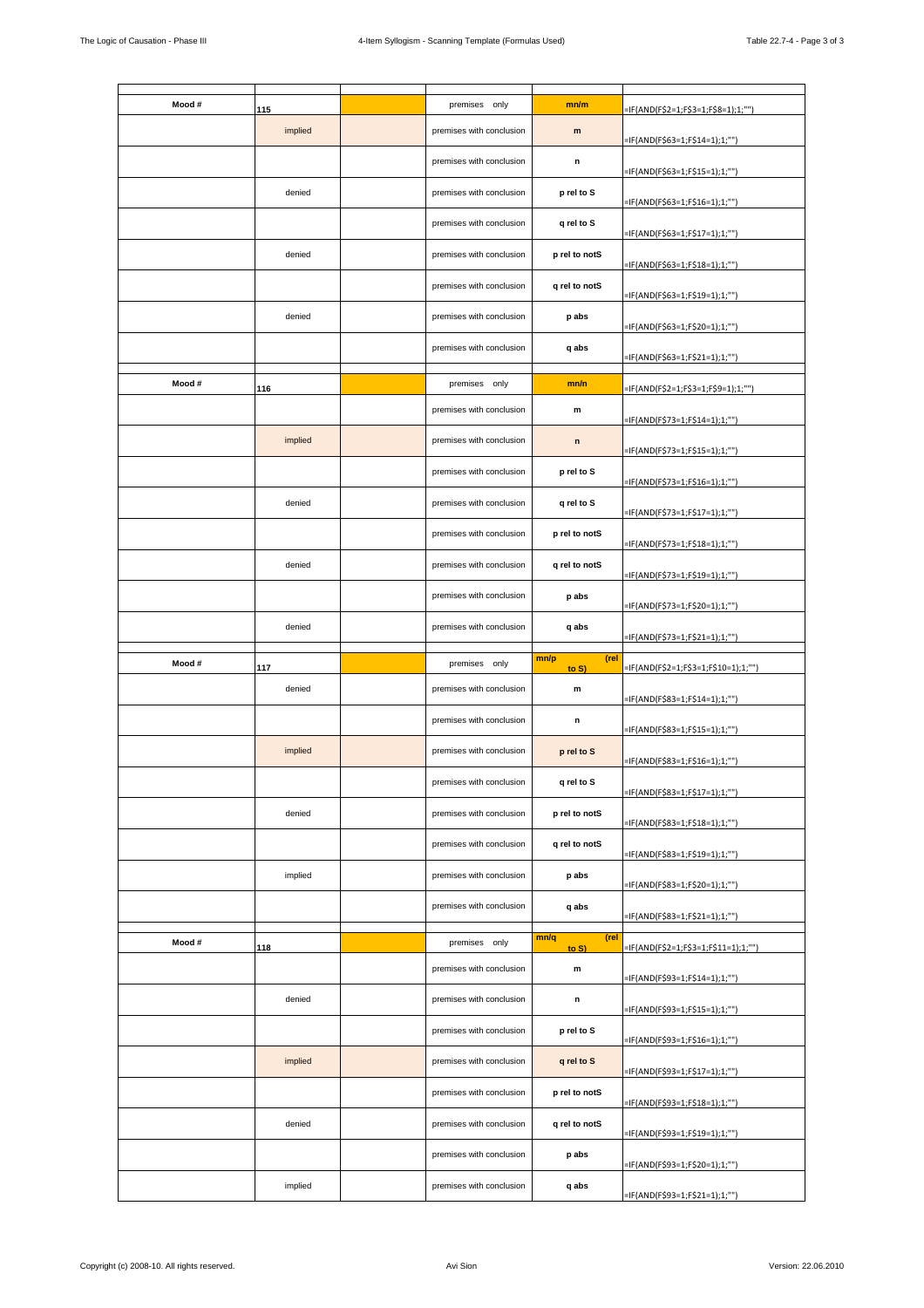| | | | | | |
|---|---|---|---|---|---|
| Mood # | 115 | | premises only | mn/m | =IF(AND(F$2=1;F$3=1;F$8=1);1;"") |
| | implied | | premises with conclusion | m | =IF(AND(F$63=1;F$14=1);1;"") |
| | | | premises with conclusion | n | =IF(AND(F$63=1;F$15=1);1;"") |
| | denied | | premises with conclusion | p rel to S | =IF(AND(F$63=1;F$16=1);1;"") |
| | | | premises with conclusion | q rel to S | =IF(AND(F$63=1;F$17=1);1;"") |
| | denied | | premises with conclusion | p rel to notS | =IF(AND(F$63=1;F$18=1);1;"") |
| | | | premises with conclusion | q rel to notS | =IF(AND(F$63=1;F$19=1);1;"") |
| | denied | | premises with conclusion | p abs | =IF(AND(F$63=1;F$20=1);1;"") |
| | | | premises with conclusion | q abs | =IF(AND(F$63=1;F$21=1);1;"") |
| Mood # | 116 | | premises only | mn/n | =IF(AND(F$2=1;F$3=1;F$9=1);1;"") |
| | | | premises with conclusion | m | =IF(AND(F$73=1;F$14=1);1;"") |
| | implied | | premises with conclusion | n | =IF(AND(F$73=1;F$15=1);1;"") |
| | | | premises with conclusion | p rel to S | =IF(AND(F$73=1;F$16=1);1;"") |
| | denied | | premises with conclusion | q rel to S | =IF(AND(F$73=1;F$17=1);1;"") |
| | | | premises with conclusion | p rel to notS | =IF(AND(F$73=1;F$18=1);1;"") |
| | denied | | premises with conclusion | q rel to notS | =IF(AND(F$73=1;F$19=1);1;"") |
| | | | premises with conclusion | p abs | =IF(AND(F$73=1;F$20=1);1;"") |
| | denied | | premises with conclusion | q abs | =IF(AND(F$73=1;F$21=1);1;"") |
| Mood # | 117 | | premises only | mn/p (rel to S) | =IF(AND(F$2=1;F$3=1;F$10=1);1;"") |
| | denied | | premises with conclusion | m | =IF(AND(F$83=1;F$14=1);1;"") |
| | | | premises with conclusion | n | =IF(AND(F$83=1;F$15=1);1;"") |
| | implied | | premises with conclusion | p rel to S | =IF(AND(F$83=1;F$16=1);1;"") |
| | | | premises with conclusion | q rel to S | =IF(AND(F$83=1;F$17=1);1;"") |
| | denied | | premises with conclusion | p rel to notS | =IF(AND(F$83=1;F$18=1);1;"") |
| | | | premises with conclusion | q rel to notS | =IF(AND(F$83=1;F$19=1);1;"") |
| | implied | | premises with conclusion | p abs | =IF(AND(F$83=1;F$20=1);1;"") |
| | | | premises with conclusion | q abs | =IF(AND(F$83=1;F$21=1);1;"") |
| Mood # | 118 | | premises only | mn/q (rel to S) | =IF(AND(F$2=1;F$3=1;F$11=1);1;"") |
| | | | premises with conclusion | m | =IF(AND(F$93=1;F$14=1);1;"") |
| | denied | | premises with conclusion | n | =IF(AND(F$93=1;F$15=1);1;"") |
| | | | premises with conclusion | p rel to S | =IF(AND(F$93=1;F$16=1);1;"") |
| | implied | | premises with conclusion | q rel to S | =IF(AND(F$93=1;F$17=1);1;"") |
| | | | premises with conclusion | p rel to notS | =IF(AND(F$93=1;F$18=1);1;"") |
| | denied | | premises with conclusion | q rel to notS | =IF(AND(F$93=1;F$19=1);1;"") |
| | | | premises with conclusion | p abs | =IF(AND(F$93=1;F$20=1);1;"") |
| | implied | | premises with conclusion | q abs | =IF(AND(F$93=1;F$21=1);1;"") |